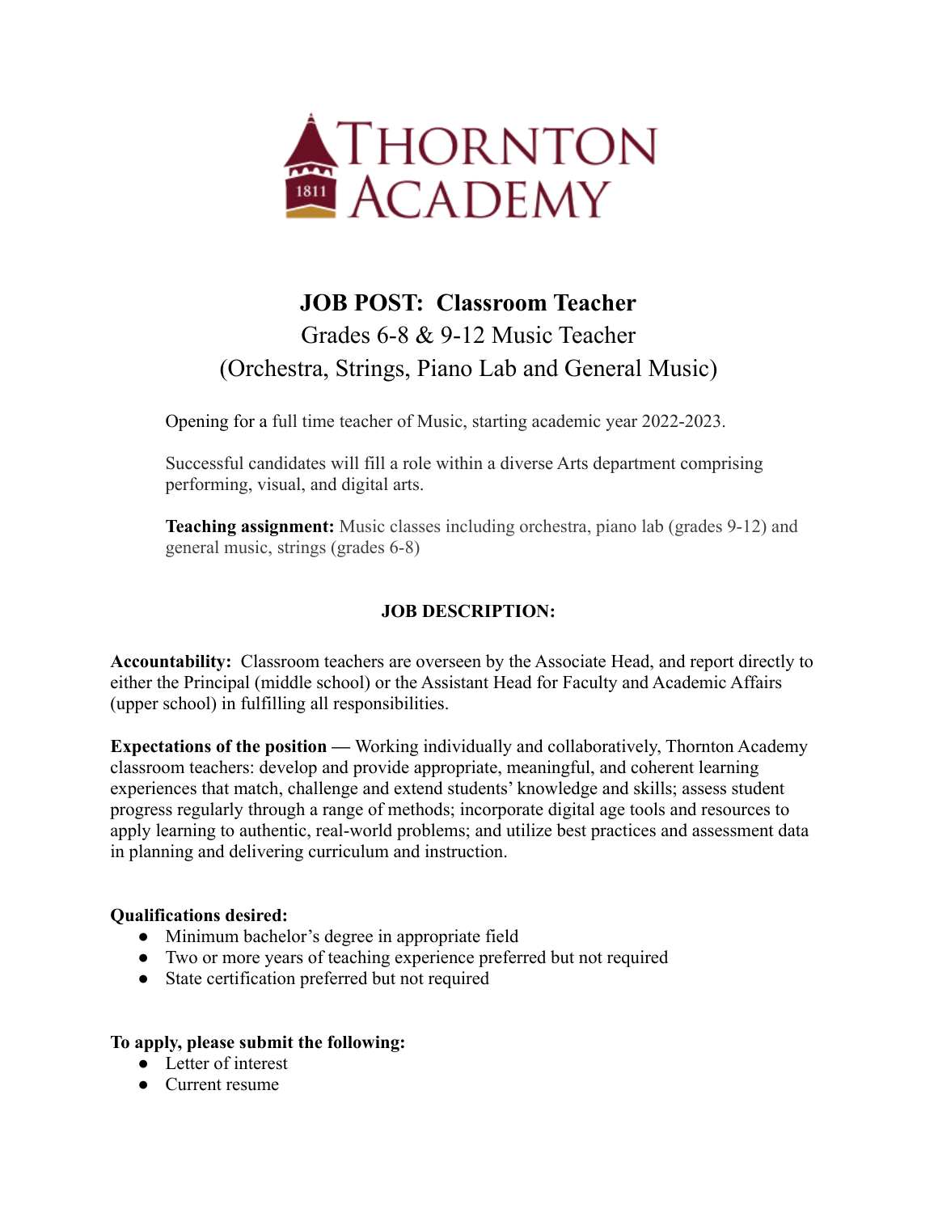Thornton Academy 1811

# JOB POST: Classroom Teacher

## Grades 6-8 & 9-12 Music Teacher (Orchestra, Strings, Piano Lab and General Music)

Opening for a full time teacher of Music, starting academic year 2022-2023.

Successful candidates will fill a role within a diverse Arts department comprising performing, visual, and digital arts.

**Teaching assignment:** Music classes including orchestra, piano lab (grades 9-12) and general music, strings (grades 6-8)

### JOB DESCRIPTION:

**Accountability:** Classroom teachers are overseen by the Associate Head, and report directly to either the Principal (middle school) or the Assistant Head for Faculty and Academic Affairs (upper school) in fulfilling all responsibilities.

**Expectations of the position —** Working individually and collaboratively, Thornton Academy classroom teachers: develop and provide appropriate, meaningful, and coherent learning experiences that match, challenge and extend students' knowledge and skills; assess student progress regularly through a range of methods; incorporate digital age tools and resources to apply learning to authentic, real-world problems; and utilize best practices and assessment data in planning and delivering curriculum and instruction.

**Qualifications desired:**

- Minimum bachelor's degree in appropriate field
- Two or more years of teaching experience preferred but not required
- State certification preferred but not required

**To apply, please submit the following:**

- Letter of interest
- Current resume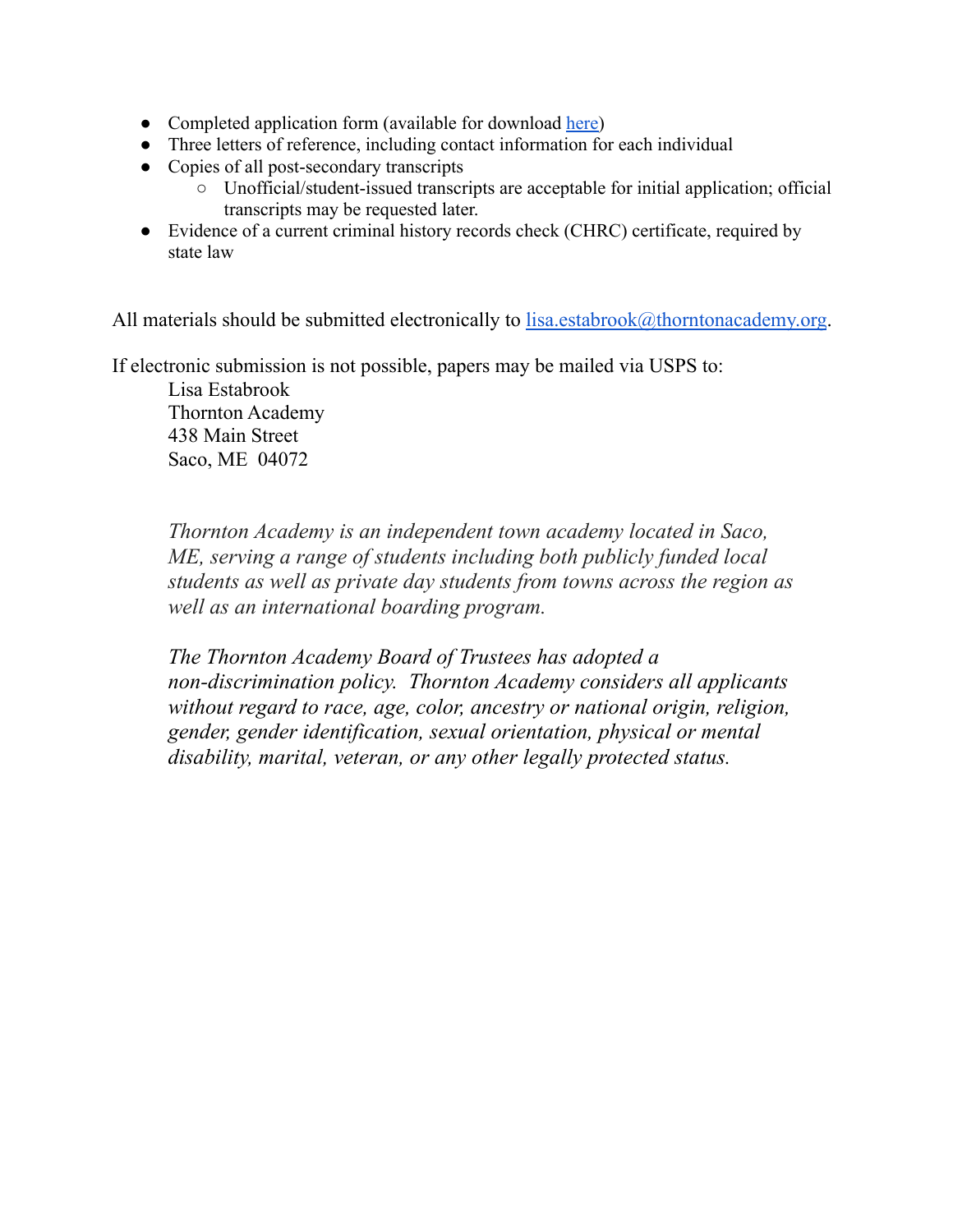- Completed application form (available for download here)
- Three letters of reference, including contact information for each individual
- Copies of all post-secondary transcripts
    - Unofficial/student-issued transcripts are acceptable for initial application; official transcripts may be requested later.
- Evidence of a current criminal history records check (CHRC) certificate, required by state law

All materials should be submitted electronically to lisa.estabrook@thorntonacademy.org.

If electronic submission is not possible, papers may be mailed via USPS to:

Lisa Estabrook
Thornton Academy
438 Main Street
Saco, ME  04072

*Thornton Academy is an independent town academy located in Saco, ME, serving a range of students including both publicly funded local students as well as private day students from towns across the region as well as an international boarding program.*

*The Thornton Academy Board of Trustees has adopted a non-discrimination policy.  Thornton Academy considers all applicants without regard to race, age, color, ancestry or national origin, religion, gender, gender identification, sexual orientation, physical or mental disability, marital, veteran, or any other legally protected status.*